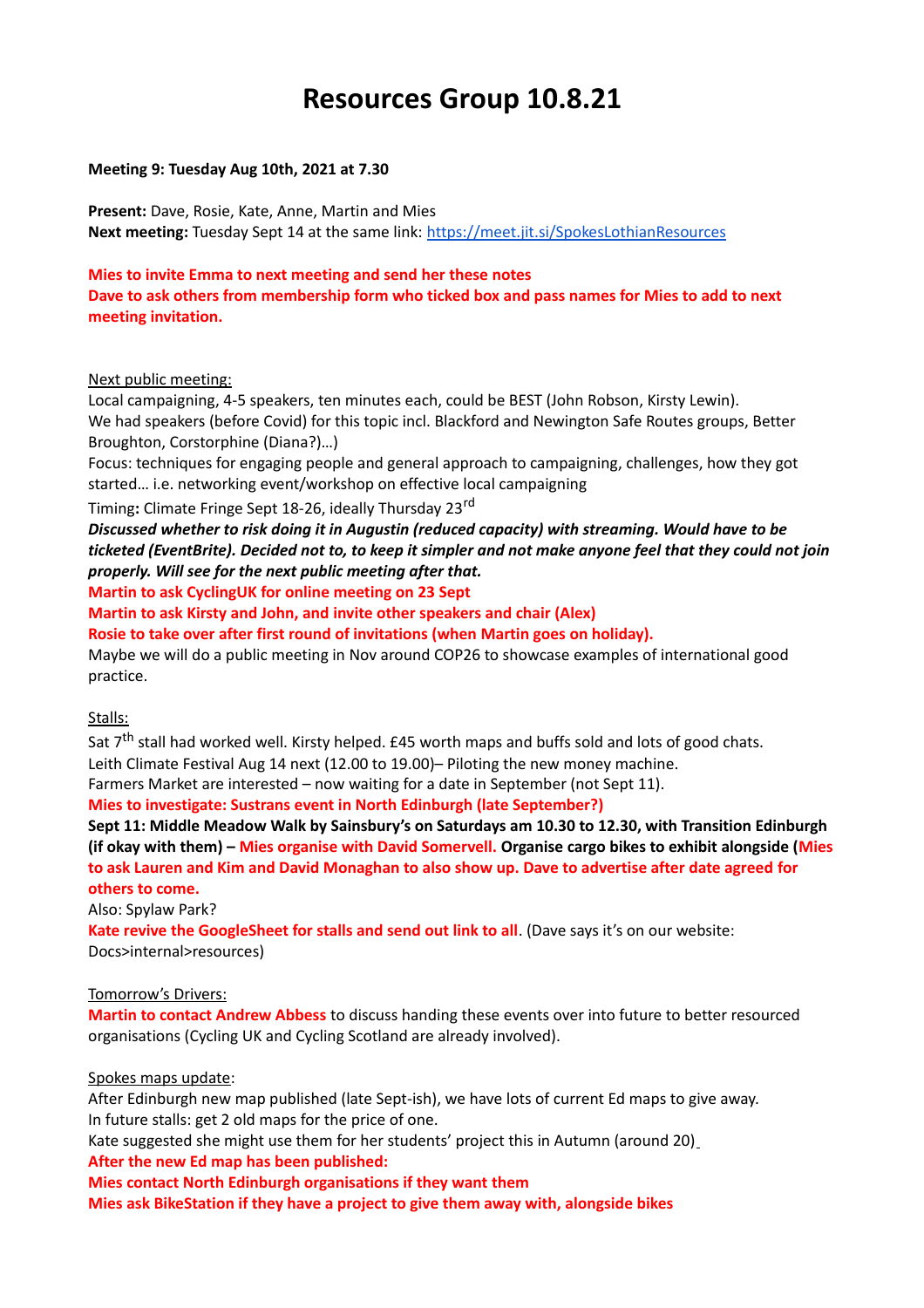# Resources Group 10.8.21

**Meeting 9: Tuesday Aug 10th, 2021 at 7.30**

**Present:** Dave, Rosie, Kate, Anne, Martin and Mies
**Next meeting:** Tuesday Sept 14 at the same link: https://meet.jit.si/SpokesLothianResources

**Mies to invite Emma to next meeting and send her these notes**
**Dave to ask others from membership form who ticked box and pass names for Mies to add to next meeting invitation.**

Next public meeting:
Local campaigning, 4-5 speakers, ten minutes each, could be BEST (John Robson, Kirsty Lewin).
We had speakers (before Covid) for this topic incl. Blackford and Newington Safe Routes groups, Better Broughton, Corstorphine (Diana?)…)
Focus: techniques for engaging people and general approach to campaigning, challenges, how they got started… i.e. networking event/workshop on effective local campaigning
Timing**:** Climate Fringe Sept 18-26, ideally Thursday 23rd
***Discussed whether to risk doing it in Augustin (reduced capacity) with streaming. Would have to be ticketed (EventBrite). Decided not to, to keep it simpler and not make anyone feel that they could not join properly. Will see for the next public meeting after that.***
**Martin to ask CyclingUK for online meeting on 23 Sept**
**Martin to ask Kirsty and John, and invite other speakers and chair (Alex)**
**Rosie to take over after first round of invitations (when Martin goes on holiday).**
Maybe we will do a public meeting in Nov around COP26 to showcase examples of international good practice.

Stalls:
Sat 7th stall had worked well. Kirsty helped. £45 worth maps and buffs sold and lots of good chats.
Leith Climate Festival Aug 14 next (12.00 to 19.00)– Piloting the new money machine.
Farmers Market are interested – now waiting for a date in September (not Sept 11).
**Mies to investigate: Sustrans event in North Edinburgh (late September?)**
**Sept 11: Middle Meadow Walk by Sainsbury's on Saturdays am 10.30 to 12.30, with Transition Edinburgh (if okay with them) – Mies organise with David Somervell. Organise cargo bikes to exhibit alongside (Mies to ask Lauren and Kim and David Monaghan to also show up. Dave to advertise after date agreed for others to come.**
Also: Spylaw Park?
**Kate revive the GoogleSheet for stalls and send out link to all**. (Dave says it's on our website: Docs>internal>resources)

Tomorrow's Drivers:
**Martin to contact Andrew Abbess** to discuss handing these events over into future to better resourced organisations (Cycling UK and Cycling Scotland are already involved).

Spokes maps update:
After Edinburgh new map published (late Sept-ish), we have lots of current Ed maps to give away.
In future stalls: get 2 old maps for the price of one.
Kate suggested she might use them for her students' project this in Autumn (around 20)
**After the new Ed map has been published:**
**Mies contact North Edinburgh organisations if they want them**
**Mies ask BikeStation if they have a project to give them away with, alongside bikes**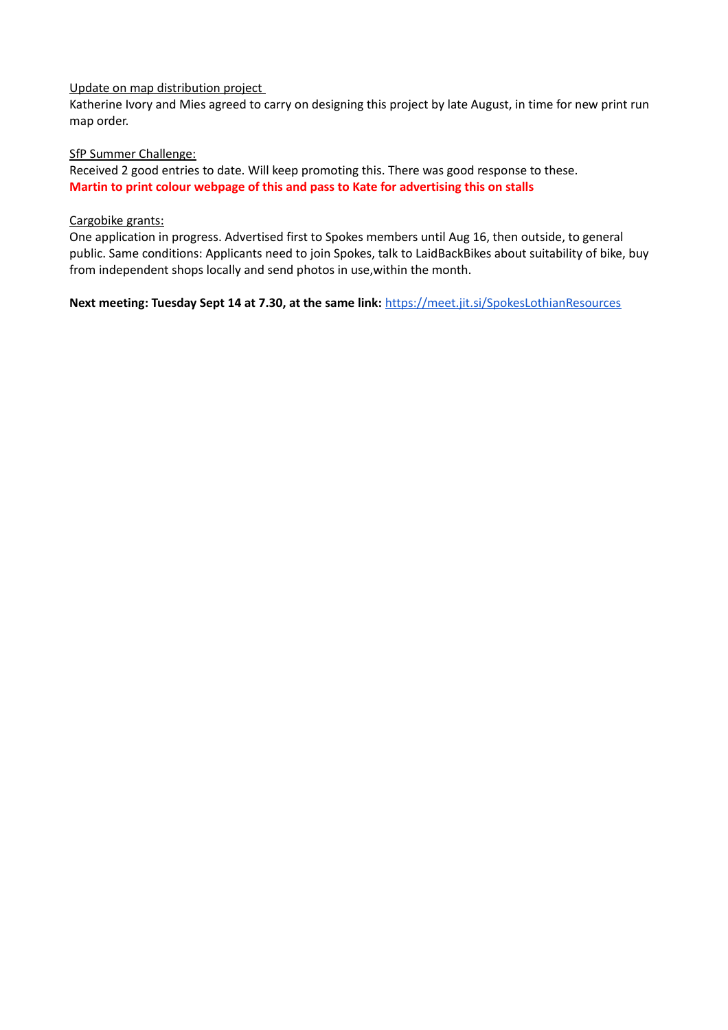Update on map distribution project

Katherine Ivory and Mies agreed to carry on designing this project by late August, in time for new print run map order.

SfP Summer Challenge:

Received 2 good entries to date. Will keep promoting this. There was good response to these.

**Martin to print colour webpage of this and pass to Kate for advertising this on stalls**

Cargobike grants:

One application in progress. Advertised first to Spokes members until Aug 16, then outside, to general public. Same conditions: Applicants need to join Spokes, talk to LaidBackBikes about suitability of bike, buy from independent shops locally and send photos in use,within the month.

**Next meeting: Tuesday Sept 14 at 7.30, at the same link:** https://meet.jit.si/SpokesLothianResources